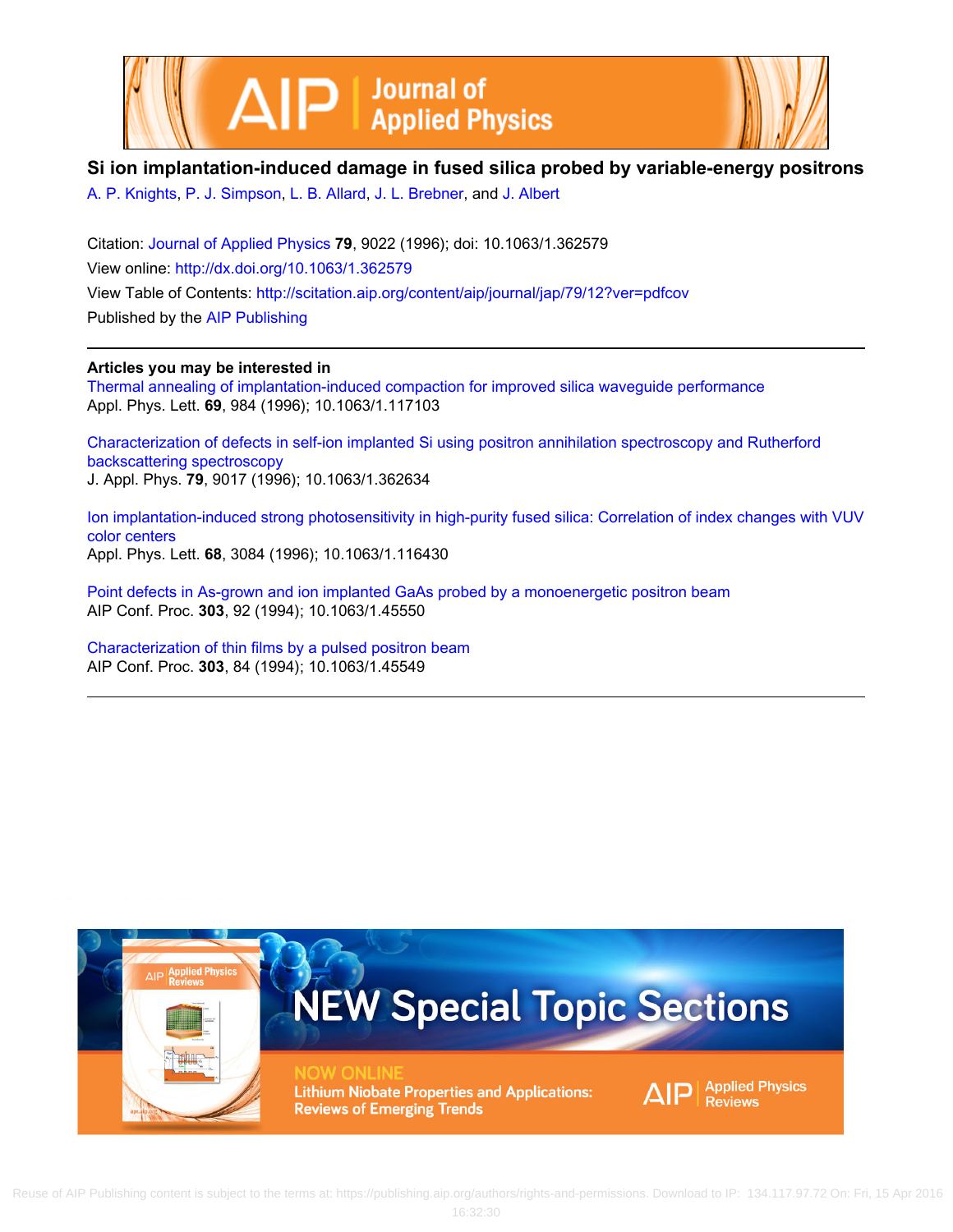# Si ion implantation-induced damage in fused silica probed by variable-energy positrons

A. P. Knights, P. J. Simpson, L. B. Allard, J. L. Brebner, and J. Albert

Citation: Journal of Applied Physics **79**, 9022 (1996); doi: 10.1063/1.362579

View online: http://dx.doi.org/10.1063/1.362579

View Table of Contents: http://scitation.aip.org/content/aip/journal/jap/79/12?ver=pdfcov

Published by the AIP Publishing

---

**Articles you may be interested in**

Thermal annealing of implantation-induced compaction for improved silica waveguide performance
Appl. Phys. Lett. **69**, 984 (1996); 10.1063/1.117103

Characterization of defects in self-ion implanted Si using positron annihilation spectroscopy and Rutherford backscattering spectroscopy
J. Appl. Phys. **79**, 9017 (1996); 10.1063/1.362634

Ion implantation-induced strong photosensitivity in high-purity fused silica: Correlation of index changes with VUV color centers
Appl. Phys. Lett. **68**, 3084 (1996); 10.1063/1.116430

Point defects in As-grown and ion implanted GaAs probed by a monoenergetic positron beam
AIP Conf. Proc. **303**, 92 (1994); 10.1063/1.45550

Characterization of thin films by a pulsed positron beam
AIP Conf. Proc. **303**, 84 (1994); 10.1063/1.45549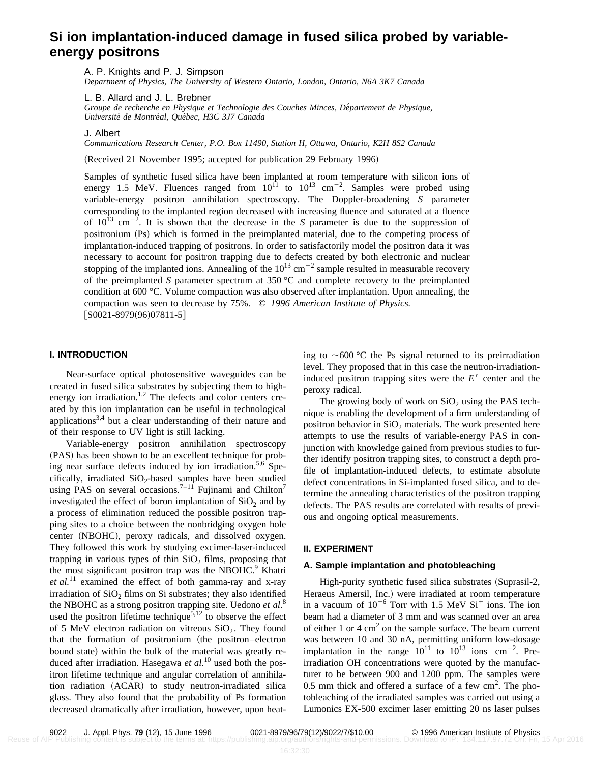# Si ion implantation-induced damage in fused silica probed by variable-energy positrons

A. P. Knights and P. J. Simpson
*Department of Physics, The University of Western Ontario, London, Ontario, N6A 3K7 Canada*

L. B. Allard and J. L. Brebner
*Groupe de recherche en Physique et Technologie des Couches Minces, Département de Physique, Université de Montréal, Québec, H3C 3J7 Canada*

J. Albert
*Communications Research Center, P.O. Box 11490, Station H, Ottawa, Ontario, K2H 8S2 Canada*

(Received 21 November 1995; accepted for publication 29 February 1996)

Samples of synthetic fused silica have been implanted at room temperature with silicon ions of energy 1.5 MeV. Fluences ranged from $10^{11}$ to $10^{13}$ cm$^{-2}$. Samples were probed using variable-energy positron annihilation spectroscopy. The Doppler-broadening *S* parameter corresponding to the implanted region decreased with increasing fluence and saturated at a fluence of $10^{13}$ cm$^{-2}$. It is shown that the decrease in the *S* parameter is due to the suppression of positronium (Ps) which is formed in the preimplanted material, due to the competing process of implantation-induced trapping of positrons. In order to satisfactorily model the positron data it was necessary to account for positron trapping due to defects created by both electronic and nuclear stopping of the implanted ions. Annealing of the $10^{13}$ cm$^{-2}$ sample resulted in measurable recovery of the preimplanted *S* parameter spectrum at 350 °C and complete recovery to the preimplanted condition at 600 °C. Volume compaction was also observed after implantation. Upon annealing, the compaction was seen to decrease by 75%. © *1996 American Institute of Physics.* [S0021-8979(96)07811-5]

## I. INTRODUCTION

Near-surface optical photosensitive waveguides can be created in fused silica substrates by subjecting them to high-energy ion irradiation.[1,2] The defects and color centers created by this ion implantation can be useful in technological applications[3,4] but a clear understanding of their nature and of their response to UV light is still lacking.

Variable-energy positron annihilation spectroscopy (PAS) has been shown to be an excellent technique for probing near surface defects induced by ion irradiation.[5,6] Specifically, irradiated $SiO_2$-based samples have been studied using PAS on several occasions.[7–11] Fujinami and Chilton[7] investigated the effect of boron implantation of $SiO_2$ and by a process of elimination reduced the possible positron trapping sites to a choice between the nonbridging oxygen hole center (NBOHC), peroxy radicals, and dissolved oxygen. They followed this work by studying excimer-laser-induced trapping in various types of thin $SiO_2$ films, proposing that the most significant positron trap was the NBOHC.[9] Khatri *et al.*[11] examined the effect of both gamma-ray and x-ray irradiation of $SiO_2$ films on Si substrates; they also identified the NBOHC as a strong positron trapping site. Uedono *et al.*[8] used the positron lifetime technique[5,12] to observe the effect of 5 MeV electron radiation on vitreous $SiO_2$. They found that the formation of positronium (the positron–electron bound state) within the bulk of the material was greatly reduced after irradiation. Hasegawa *et al.*[10] used both the positron lifetime technique and angular correlation of annihilation radiation (ACAR) to study neutron-irradiated silica glass. They also found that the probability of Ps formation decreased dramatically after irradiation, however, upon heating to ~600 °C the Ps signal returned to its preirradiation level. They proposed that in this case the neutron-irradiation-induced positron trapping sites were the $E'$ center and the peroxy radical.

The growing body of work on $SiO_2$ using the PAS technique is enabling the development of a firm understanding of positron behavior in $SiO_2$ materials. The work presented here attempts to use the results of variable-energy PAS in conjunction with knowledge gained from previous studies to further identify positron trapping sites, to construct a depth profile of implantation-induced defects, to estimate absolute defect concentrations in Si-implanted fused silica, and to determine the annealing characteristics of the positron trapping defects. The PAS results are correlated with results of previous and ongoing optical measurements.

## II. EXPERIMENT

### A. Sample implantation and photobleaching

High-purity synthetic fused silica substrates (Suprasil-2, Heraeus Amersil, Inc.) were irradiated at room temperature in a vacuum of $10^{-6}$ Torr with 1.5 MeV $Si^+$ ions. The ion beam had a diameter of 3 mm and was scanned over an area of either 1 or 4 cm$^2$ on the sample surface. The beam current was between 10 and 30 nA, permitting uniform low-dosage implantation in the range $10^{11}$ to $10^{13}$ ions cm$^{-2}$. Preirradiation OH concentrations were quoted by the manufacturer to be between 900 and 1200 ppm. The samples were 0.5 mm thick and offered a surface of a few cm$^2$. The photobleaching of the irradiated samples was carried out using a Lumonics EX-500 excimer laser emitting 20 ns laser pulses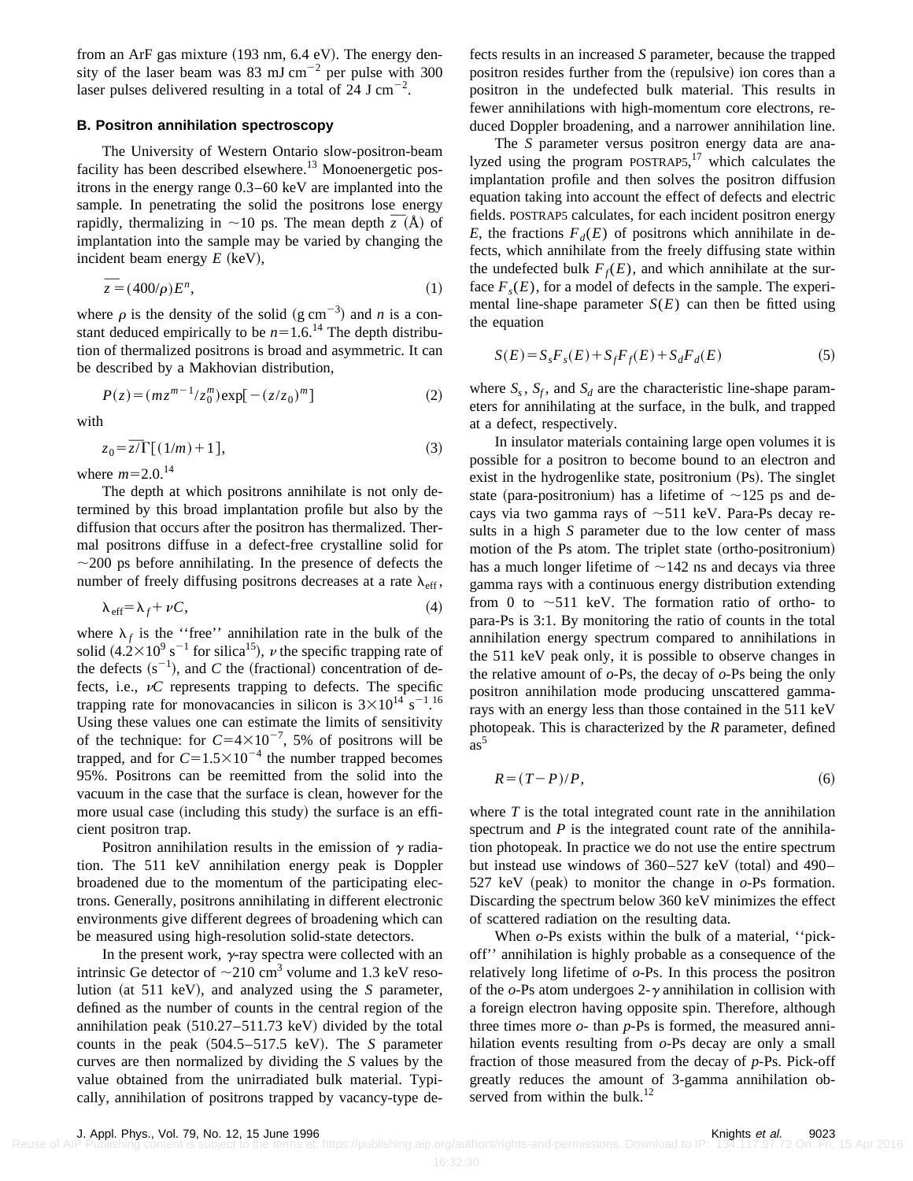from an ArF gas mixture (193 nm, 6.4 eV). The energy density of the laser beam was 83 mJ $cm^{-2}$ per pulse with 300 laser pulses delivered resulting in a total of 24 J $cm^{-2}$.

### B. Positron annihilation spectroscopy

The University of Western Ontario slow-positron-beam facility has been described elsewhere.[13] Monoenergetic positrons in the energy range 0.3–60 keV are implanted into the sample. In penetrating the solid the positrons lose energy rapidly, thermalizing in ~10 ps. The mean depth $\overline{z}$ (Å) of implantation into the sample may be varied by changing the incident beam energy $E$ (keV),

$$\overline{z} = (400/\rho) E^n, \tag{1}$$

where $\rho$ is the density of the solid (g $cm^{-3}$) and $n$ is a constant deduced empirically to be $n = 1.6$.[14] The depth distribution of thermalized positrons is broad and asymmetric. It can be described by a Makhovian distribution,

$$P(z) = (m z^{m-1}/z_0^m) \exp[-(z/z_0)^m] \tag{2}$$

with

$$z_0 = \overline{z}/\Gamma[(1/m)+1], \tag{3}$$

where $m = 2.0$.[14]

The depth at which positrons annihilate is not only determined by this broad implantation profile but also by the diffusion that occurs after the positron has thermalized. Thermal positrons diffuse in a defect-free crystalline solid for ~200 ps before annihilating. In the presence of defects the number of freely diffusing positrons decreases at a rate $\lambda_{\text{eff}}$,

$$\lambda_{\text{eff}} = \lambda_f + \nu C, \tag{4}$$

where $\lambda_f$ is the ''free'' annihilation rate in the bulk of the solid ($4.2\times 10^9$ $s^{-1}$ for silica[15]), $\nu$ the specific trapping rate of the defects ($s^{-1}$), and $C$ the (fractional) concentration of defects, i.e., $\nu C$ represents trapping to defects. The specific trapping rate for monovacancies in silicon is $3\times 10^{14}$ $s^{-1}$.[16] Using these values one can estimate the limits of sensitivity of the technique: for $C = 4\times 10^{-7}$, 5% of positrons will be trapped, and for $C = 1.5\times 10^{-4}$ the number trapped becomes 95%. Positrons can be reemitted from the solid into the vacuum in the case that the surface is clean, however for the more usual case (including this study) the surface is an efficient positron trap.

Positron annihilation results in the emission of $\gamma$ radiation. The 511 keV annihilation energy peak is Doppler broadened due to the momentum of the participating electrons. Generally, positrons annihilating in different electronic environments give different degrees of broadening which can be measured using high-resolution solid-state detectors.

In the present work, $\gamma$-ray spectra were collected with an intrinsic Ge detector of ~210 $cm^3$ volume and 1.3 keV resolution (at 511 keV), and analyzed using the $S$ parameter, defined as the number of counts in the central region of the annihilation peak (510.27–511.73 keV) divided by the total counts in the peak (504.5–517.5 keV). The $S$ parameter curves are then normalized by dividing the $S$ values by the value obtained from the unirradiated bulk material. Typically, annihilation of positrons trapped by vacancy-type defects results in an increased $S$ parameter, because the trapped positron resides further from the (repulsive) ion cores than a positron in the undefected bulk material. This results in fewer annihilations with high-momentum core electrons, reduced Doppler broadening, and a narrower annihilation line.

The $S$ parameter versus positron energy data are analyzed using the program POSTRAP5,[17] which calculates the implantation profile and then solves the positron diffusion equation taking into account the effect of defects and electric fields. POSTRAP5 calculates, for each incident positron energy $E$, the fractions $F_d(E)$ of positrons which annihilate in defects, which annihilate from the freely diffusing state within the undefected bulk $F_f(E)$, and which annihilate at the surface $F_s(E)$, for a model of defects in the sample. The experimental line-shape parameter $S(E)$ can then be fitted using the equation

$$S(E) = S_s F_s(E) + S_f F_f(E) + S_d F_d(E) \tag{5}$$

where $S_s$, $S_f$, and $S_d$ are the characteristic line-shape parameters for annihilating at the surface, in the bulk, and trapped at a defect, respectively.

In insulator materials containing large open volumes it is possible for a positron to become bound to an electron and exist in the hydrogenlike state, positronium (Ps). The singlet state (para-positronium) has a lifetime of ~125 ps and decays via two gamma rays of ~511 keV. Para-Ps decay results in a high $S$ parameter due to the low center of mass motion of the Ps atom. The triplet state (ortho-positronium) has a much longer lifetime of ~142 ns and decays via three gamma rays with a continuous energy distribution extending from 0 to ~511 keV. The formation ratio of ortho- to para-Ps is 3:1. By monitoring the ratio of counts in the total annihilation energy spectrum compared to annihilations in the 511 keV peak only, it is possible to observe changes in the relative amount of *o*-Ps, the decay of *o*-Ps being the only positron annihilation mode producing unscattered gamma-rays with an energy less than those contained in the 511 keV photopeak. This is characterized by the $R$ parameter, defined as[5]

$$R = (T-P)/P, \tag{6}$$

where $T$ is the total integrated count rate in the annihilation spectrum and $P$ is the integrated count rate of the annihilation photopeak. In practice we do not use the entire spectrum but instead use windows of 360–527 keV (total) and 490–527 keV (peak) to monitor the change in *o*-Ps formation. Discarding the spectrum below 360 keV minimizes the effect of scattered radiation on the resulting data.

When *o*-Ps exists within the bulk of a material, ''pick-off'' annihilation is highly probable as a consequence of the relatively long lifetime of *o*-Ps. In this process the positron of the *o*-Ps atom undergoes 2-$\gamma$ annihilation in collision with a foreign electron having opposite spin. Therefore, although three times more *o*- than *p*-Ps is formed, the measured annihilation events resulting from *o*-Ps decay are only a small fraction of those measured from the decay of *p*-Ps. Pick-off greatly reduces the amount of 3-gamma annihilation observed from within the bulk.[12]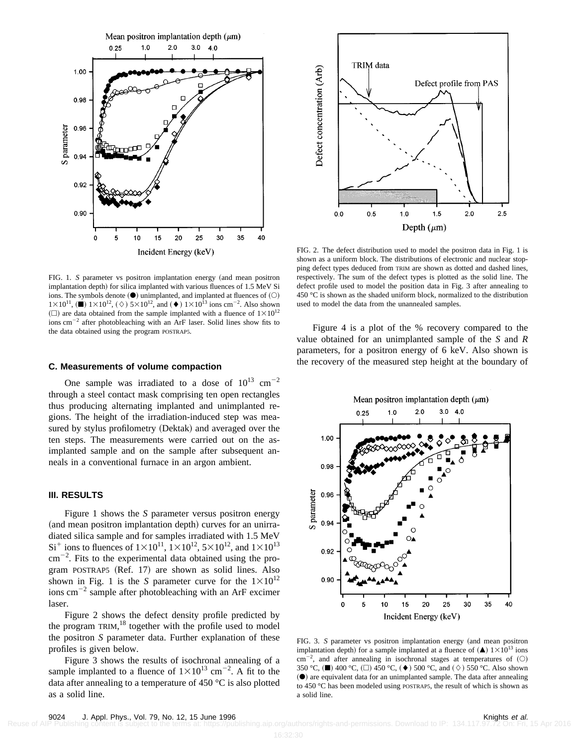FIG. 1. *S* parameter vs positron implantation energy (and mean positron implantation depth) for silica implanted with various fluences of 1.5 MeV Si ions. The symbols denote (●) unimplanted, and implanted at fluences of (○) $1\times10^{11}$, (■) $1\times10^{12}$, (◇) $5\times10^{12}$, and (♦) $1\times10^{13}$ ions $cm^{-2}$. Also shown (□) are data obtained from the sample implanted with a fluence of $1\times10^{12}$ ions $cm^{-2}$ after photobleaching with an ArF laser. Solid lines show fits to the data obtained using the program POSTRAP5.

### C. Measurements of volume compaction

One sample was irradiated to a dose of $10^{13}$ $cm^{-2}$ through a steel contact mask comprising ten open rectangles thus producing alternating implanted and unimplanted regions. The height of the irradiation-induced step was measured by stylus profilometry (Dektak) and averaged over the ten steps. The measurements were carried out on the as-implanted sample and on the sample after subsequent anneals in a conventional furnace in an argon ambient.

## III. RESULTS

Figure 1 shows the *S* parameter versus positron energy (and mean positron implantation depth) curves for an unirradiated silica sample and for samples irradiated with 1.5 MeV $Si^+$ ions to fluences of $1\times10^{11}$, $1\times10^{12}$, $5\times10^{12}$, and $1\times10^{13}$ $cm^{-2}$. Fits to the experimental data obtained using the program POSTRAP5 (Ref. 17) are shown as solid lines. Also shown in Fig. 1 is the *S* parameter curve for the $1\times10^{12}$ ions $cm^{-2}$ sample after photobleaching with an ArF excimer laser.

Figure 2 shows the defect density profile predicted by the program TRIM,[18] together with the profile used to model the positron *S* parameter data. Further explanation of these profiles is given below.

Figure 3 shows the results of isochronal annealing of a sample implanted to a fluence of $1\times10^{13}$ $cm^{-2}$. A fit to the data after annealing to a temperature of 450 °C is also plotted as a solid line.

FIG. 2. The defect distribution used to model the positron data in Fig. 1 is shown as a uniform block. The distributions of electronic and nuclear stopping defect types deduced from TRIM are shown as dotted and dashed lines, respectively. The sum of the defect types is plotted as the solid line. The defect profile used to model the position data in Fig. 3 after annealing to 450 °C is shown as the shaded uniform block, normalized to the distribution used to model the data from the unannealed samples.

Figure 4 is a plot of the % recovery compared to the value obtained for an unimplanted sample of the *S* and *R* parameters, for a positron energy of 6 keV. Also shown is the recovery of the measured step height at the boundary of

FIG. 3. *S* parameter vs positron implantation energy (and mean positron implantation depth) for a sample implanted at a fluence of (▲) $1\times10^{13}$ ions $cm^{-2}$, and after annealing in isochronal stages at temperatures of (○) 350 °C, (■) 400 °C, (□) 450 °C, (♦) 500 °C, and (◇) 550 °C. Also shown (●) are equivalent data for an unimplanted sample. The data after annealing to 450 °C has been modeled using POSTRAP5, the result of which is shown as a solid line.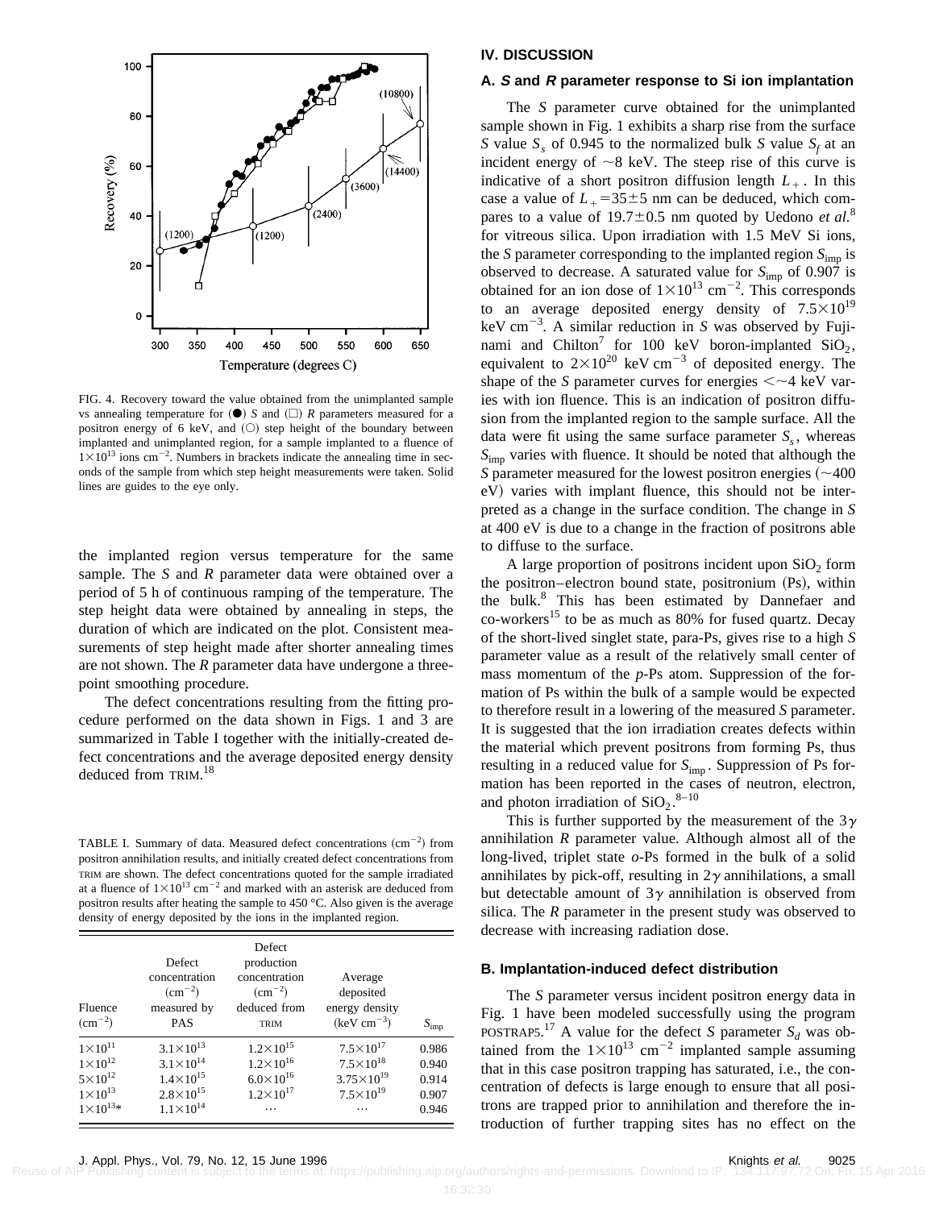FIG. 4. Recovery toward the value obtained from the unimplanted sample vs annealing temperature for (●) $S$ and (□) $R$ parameters measured for a positron energy of 6 keV, and (○) step height of the boundary between implanted and unimplanted region, for a sample implanted to a fluence of $1\times10^{13}$ ions $cm^{-2}$. Numbers in brackets indicate the annealing time in seconds of the sample from which step height measurements were taken. Solid lines are guides to the eye only.

the implanted region versus temperature for the same sample. The $S$ and $R$ parameter data were obtained over a period of 5 h of continuous ramping of the temperature. The step height data were obtained by annealing in steps, the duration of which are indicated on the plot. Consistent measurements of step height made after shorter annealing times are not shown. The $R$ parameter data have undergone a three-point smoothing procedure.

The defect concentrations resulting from the fitting procedure performed on the data shown in Figs. 1 and 3 are summarized in Table I together with the initially-created defect concentrations and the average deposited energy density deduced from TRIM.[18]

TABLE I. Summary of data. Measured defect concentrations ($cm^{-2}$) from positron annihilation results, and initially created defect concentrations from TRIM are shown. The defect concentrations quoted for the sample irradiated at a fluence of $1\times10^{13}$ $cm^{-2}$ and marked with an asterisk are deduced from positron results after heating the sample to 450 °C. Also given is the average density of energy deposited by the ions in the implanted region.

| Fluence ($cm^{-2}$) | Defect concentration ($cm^{-2}$) measured by PAS | Defect production concentration ($cm^{-2}$) deduced from TRIM | Average deposited energy density (keV $cm^{-3}$) | $S_{imp}$ |
|---|---|---|---|---|
| $1\times10^{11}$ | $3.1\times10^{13}$ | $1.2\times10^{15}$ | $7.5\times10^{17}$ | 0.986 |
| $1\times10^{12}$ | $3.1\times10^{14}$ | $1.2\times10^{16}$ | $7.5\times10^{18}$ | 0.940 |
| $5\times10^{12}$ | $1.4\times10^{15}$ | $6.0\times10^{16}$ | $3.75\times10^{19}$ | 0.914 |
| $1\times10^{13}$ | $2.8\times10^{15}$ | $1.2\times10^{17}$ | $7.5\times10^{19}$ | 0.907 |
| $1\times10^{13}$* | $1.1\times10^{14}$ | ... | ... | 0.946 |

## IV. DISCUSSION

### A. *S* and *R* parameter response to Si ion implantation

The $S$ parameter curve obtained for the unimplanted sample shown in Fig. 1 exhibits a sharp rise from the surface $S$ value $S_s$ of 0.945 to the normalized bulk $S$ value $S_f$ at an incident energy of ~8 keV. The steep rise of this curve is indicative of a short positron diffusion length $L_+$. In this case a value of $L_+ = 35\pm5$ nm can be deduced, which compares to a value of $19.7\pm0.5$ nm quoted by Uedono *et al.*[8] for vitreous silica. Upon irradiation with 1.5 MeV Si ions, the $S$ parameter corresponding to the implanted region $S_{imp}$ is observed to decrease. A saturated value for $S_{imp}$ of 0.907 is obtained for an ion dose of $1\times10^{13}$ $cm^{-2}$. This corresponds to an average deposited energy density of $7.5\times10^{19}$ keV $cm^{-3}$. A similar reduction in $S$ was observed by Fujinami and Chilton[7] for 100 keV boron-implanted $SiO_2$, equivalent to $2\times10^{20}$ keV $cm^{-3}$ of deposited energy. The shape of the $S$ parameter curves for energies $<\sim$4 keV varies with ion fluence. This is an indication of positron diffusion from the implanted region to the sample surface. All the data were fit using the same surface parameter $S_s$, whereas $S_{imp}$ varies with fluence. It should be noted that although the $S$ parameter measured for the lowest positron energies (~400 eV) varies with implant fluence, this should not be interpreted as a change in the surface condition. The change in $S$ at 400 eV is due to a change in the fraction of positrons able to diffuse to the surface.

A large proportion of positrons incident upon $SiO_2$ form the positron–electron bound state, positronium (Ps), within the bulk.[8] This has been estimated by Dannefaer and co-workers[15] to be as much as 80% for fused quartz. Decay of the short-lived singlet state, para-Ps, gives rise to a high $S$ parameter value as a result of the relatively small center of mass momentum of the $p$-Ps atom. Suppression of the formation of Ps within the bulk of a sample would be expected to therefore result in a lowering of the measured $S$ parameter. It is suggested that the ion irradiation creates defects within the material which prevent positrons from forming Ps, thus resulting in a reduced value for $S_{imp}$. Suppression of Ps formation has been reported in the cases of neutron, electron, and photon irradiation of $SiO_2$.[8–10]

This is further supported by the measurement of the $3\gamma$ annihilation $R$ parameter value. Although almost all of the long-lived, triplet state $o$-Ps formed in the bulk of a solid annihilates by pick-off, resulting in $2\gamma$ annihilations, a small but detectable amount of $3\gamma$ annihilation is observed from silica. The $R$ parameter in the present study was observed to decrease with increasing radiation dose.

### B. Implantation-induced defect distribution

The $S$ parameter versus incident positron energy data in Fig. 1 have been modeled successfully using the program POSTRAP5.[17] A value for the defect $S$ parameter $S_d$ was obtained from the $1\times10^{13}$ $cm^{-2}$ implanted sample assuming that in this case positron trapping has saturated, i.e., the concentration of defects is large enough to ensure that all positrons are trapped prior to annihilation and therefore the introduction of further trapping sites has no effect on the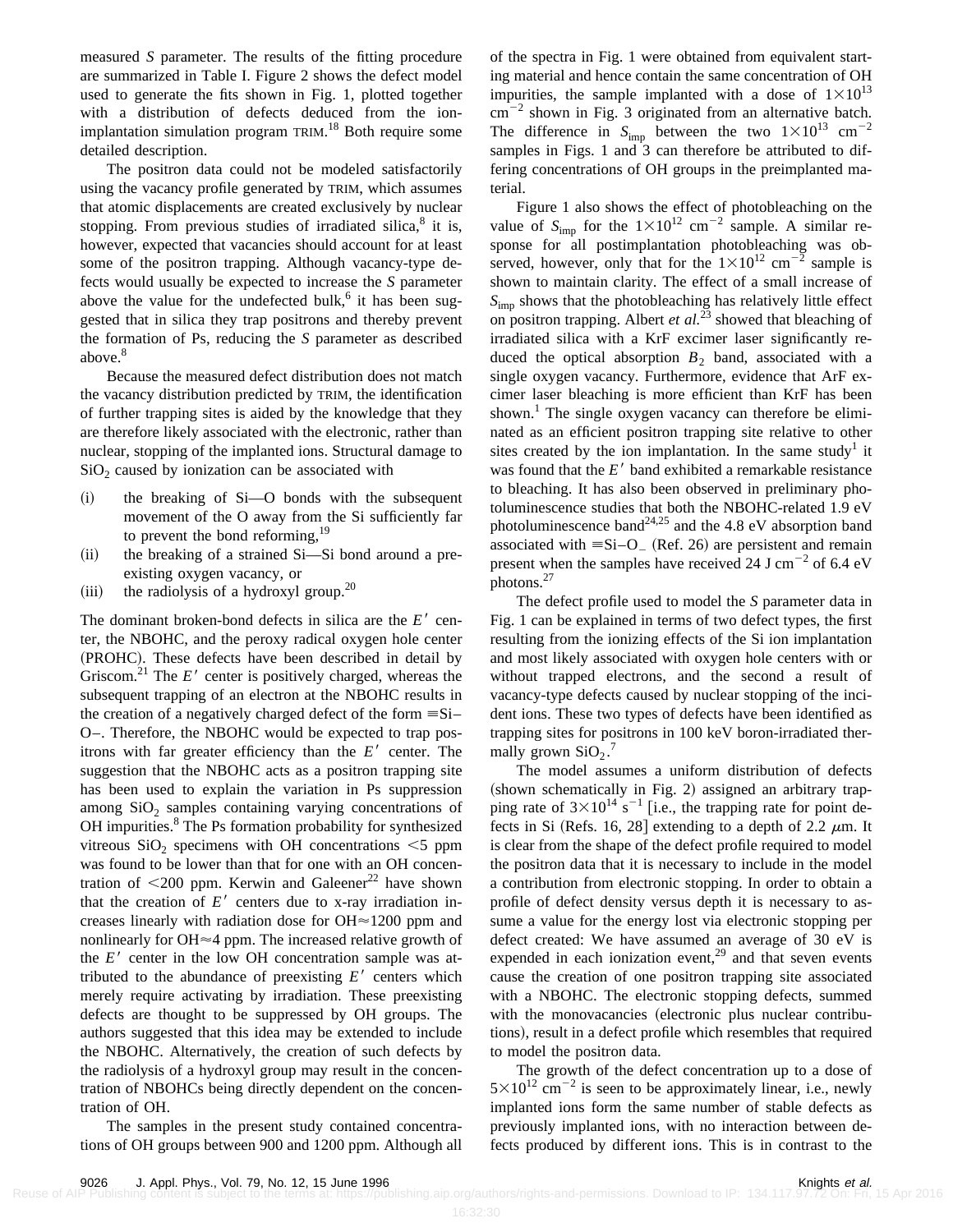measured *S* parameter. The results of the fitting procedure are summarized in Table I. Figure 2 shows the defect model used to generate the fits shown in Fig. 1, plotted together with a distribution of defects deduced from the ion-implantation simulation program TRIM.[18] Both require some detailed description.

The positron data could not be modeled satisfactorily using the vacancy profile generated by TRIM, which assumes that atomic displacements are created exclusively by nuclear stopping. From previous studies of irradiated silica,[8] it is, however, expected that vacancies should account for at least some of the positron trapping. Although vacancy-type defects would usually be expected to increase the *S* parameter above the value for the undefected bulk,[6] it has been suggested that in silica they trap positrons and thereby prevent the formation of Ps, reducing the *S* parameter as described above.[8]

Because the measured defect distribution does not match the vacancy distribution predicted by TRIM, the identification of further trapping sites is aided by the knowledge that they are therefore likely associated with the electronic, rather than nuclear, stopping of the implanted ions. Structural damage to $SiO_2$ caused by ionization can be associated with

(i) the breaking of Si—O bonds with the subsequent movement of the O away from the Si sufficiently far to prevent the bond reforming,[19]
(ii) the breaking of a strained Si—Si bond around a preexisting oxygen vacancy, or
(iii) the radiolysis of a hydroxyl group.[20]

The dominant broken-bond defects in silica are the $E'$ center, the NBOHC, and the peroxy radical oxygen hole center (PROHC). These defects have been described in detail by Griscom.[21] The $E'$ center is positively charged, whereas the subsequent trapping of an electron at the NBOHC results in the creation of a negatively charged defect of the form ≡Si–O−. Therefore, the NBOHC would be expected to trap positrons with far greater efficiency than the $E'$ center. The suggestion that the NBOHC acts as a positron trapping site has been used to explain the variation in Ps suppression among $SiO_2$ samples containing varying concentrations of OH impurities.[8] The Ps formation probability for synthesized vitreous $SiO_2$ specimens with OH concentrations <5 ppm was found to be lower than that for one with an OH concentration of <200 ppm. Kerwin and Galeener[22] have shown that the creation of $E'$ centers due to x-ray irradiation increases linearly with radiation dose for OH≈1200 ppm and nonlinearly for OH≈4 ppm. The increased relative growth of the $E'$ center in the low OH concentration sample was attributed to the abundance of preexisting $E'$ centers which merely require activating by irradiation. These preexisting defects are thought to be suppressed by OH groups. The authors suggested that this idea may be extended to include the NBOHC. Alternatively, the creation of such defects by the radiolysis of a hydroxyl group may result in the concentration of NBOHCs being directly dependent on the concentration of OH.

The samples in the present study contained concentrations of OH groups between 900 and 1200 ppm. Although all of the spectra in Fig. 1 were obtained from equivalent starting material and hence contain the same concentration of OH impurities, the sample implanted with a dose of $1\times10^{13}$ $cm^{-2}$ shown in Fig. 3 originated from an alternative batch. The difference in $S_{imp}$ between the two $1\times10^{13}$ $cm^{-2}$ samples in Figs. 1 and 3 can therefore be attributed to differing concentrations of OH groups in the preimplanted material.

Figure 1 also shows the effect of photobleaching on the value of $S_{imp}$ for the $1\times10^{12}$ $cm^{-2}$ sample. A similar response for all postimplantation photobleaching was observed, however, only that for the $1\times10^{12}$ $cm^{-2}$ sample is shown to maintain clarity. The effect of a small increase of $S_{imp}$ shows that the photobleaching has relatively little effect on positron trapping. Albert *et al.*[23] showed that bleaching of irradiated silica with a KrF excimer laser significantly reduced the optical absorption $B_2$ band, associated with a single oxygen vacancy. Furthermore, evidence that ArF excimer laser bleaching is more efficient than KrF has been shown.[1] The single oxygen vacancy can therefore be eliminated as an efficient positron trapping site relative to other sites created by the ion implantation. In the same study[1] it was found that the $E'$ band exhibited a remarkable resistance to bleaching. It has also been observed in preliminary photoluminescence studies that both the NBOHC-related 1.9 eV photoluminescence band[24,25] and the 4.8 eV absorption band associated with ≡Si–O_ (Ref. 26) are persistent and remain present when the samples have received 24 J $cm^{-2}$ of 6.4 eV photons.[27]

The defect profile used to model the *S* parameter data in Fig. 1 can be explained in terms of two defect types, the first resulting from the ionizing effects of the Si ion implantation and most likely associated with oxygen hole centers with or without trapped electrons, and the second a result of vacancy-type defects caused by nuclear stopping of the incident ions. These two types of defects have been identified as trapping sites for positrons in 100 keV boron-irradiated thermally grown $SiO_2$.[7]

The model assumes a uniform distribution of defects (shown schematically in Fig. 2) assigned an arbitrary trapping rate of $3\times10^{14}$ $s^{-1}$ [i.e., the trapping rate for point defects in Si (Refs. 16, 28] extending to a depth of 2.2 $\mu$m. It is clear from the shape of the defect profile required to model the positron data that it is necessary to include in the model a contribution from electronic stopping. In order to obtain a profile of defect density versus depth it is necessary to assume a value for the energy lost via electronic stopping per defect created: We have assumed an average of 30 eV is expended in each ionization event,[29] and that seven events cause the creation of one positron trapping site associated with a NBOHC. The electronic stopping defects, summed with the monovacancies (electronic plus nuclear contributions), result in a defect profile which resembles that required to model the positron data.

The growth of the defect concentration up to a dose of $5\times10^{12}$ $cm^{-2}$ is seen to be approximately linear, i.e., newly implanted ions form the same number of stable defects as previously implanted ions, with no interaction between defects produced by different ions. This is in contrast to the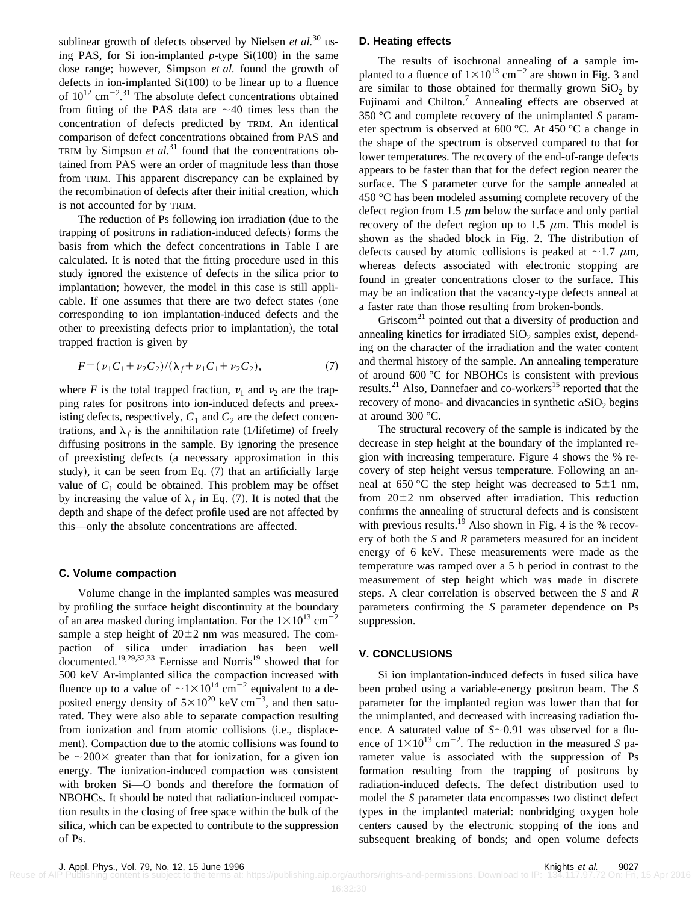sublinear growth of defects observed by Nielsen *et al.*[30] using PAS, for Si ion-implanted *p*-type Si(100) in the same dose range; however, Simpson *et al.* found the growth of defects in ion-implanted Si(100) to be linear up to a fluence of $10^{12}$ cm$^{-2}$.[31] The absolute defect concentrations obtained from fitting of the PAS data are ~40 times less than the concentration of defects predicted by TRIM. An identical comparison of defect concentrations obtained from PAS and TRIM by Simpson *et al.*[31] found that the concentrations obtained from PAS were an order of magnitude less than those from TRIM. This apparent discrepancy can be explained by the recombination of defects after their initial creation, which is not accounted for by TRIM.

The reduction of Ps following ion irradiation (due to the trapping of positrons in radiation-induced defects) forms the basis from which the defect concentrations in Table I are calculated. It is noted that the fitting procedure used in this study ignored the existence of defects in the silica prior to implantation; however, the model in this case is still applicable. If one assumes that there are two defect states (one corresponding to ion implantation-induced defects and the other to preexisting defects prior to implantation), the total trapped fraction is given by

$$F=(\nu_1 C_1+\nu_2 C_2)/(\lambda_f+\nu_1 C_1+\nu_2 C_2), \tag{7}$$

where $F$ is the total trapped fraction, $\nu_1$ and $\nu_2$ are the trapping rates for positrons into ion-induced defects and preexisting defects, respectively, $C_1$ and $C_2$ are the defect concentrations, and $\lambda_f$ is the annihilation rate (1/lifetime) of freely diffusing positrons in the sample. By ignoring the presence of preexisting defects (a necessary approximation in this study), it can be seen from Eq. (7) that an artificially large value of $C_1$ could be obtained. This problem may be offset by increasing the value of $\lambda_f$ in Eq. (7). It is noted that the depth and shape of the defect profile used are not affected by this—only the absolute concentrations are affected.

### C. Volume compaction

Volume change in the implanted samples was measured by profiling the surface height discontinuity at the boundary of an area masked during implantation. For the $1\times10^{13}$ cm$^{-2}$ sample a step height of 20±2 nm was measured. The compaction of silica under irradiation has been well documented.[19,29,32,33] Eernisse and Norris[19] showed that for 500 keV Ar-implanted silica the compaction increased with fluence up to a value of $\sim1\times10^{14}$ cm$^{-2}$ equivalent to a deposited energy density of $5\times10^{20}$ keV cm$^{-3}$, and then saturated. They were also able to separate compaction resulting from ionization and from atomic collisions (i.e., displacement). Compaction due to the atomic collisions was found to be ~200× greater than that for ionization, for a given ion energy. The ionization-induced compaction was consistent with broken Si—O bonds and therefore the formation of NBOHCs. It should be noted that radiation-induced compaction results in the closing of free space within the bulk of the silica, which can be expected to contribute to the suppression of Ps.

### D. Heating effects

The results of isochronal annealing of a sample implanted to a fluence of $1\times10^{13}$ cm$^{-2}$ are shown in Fig. 3 and are similar to those obtained for thermally grown $SiO_2$ by Fujinami and Chilton.[7] Annealing effects are observed at 350 °C and complete recovery of the unimplanted *S* parameter spectrum is observed at 600 °C. At 450 °C a change in the shape of the spectrum is observed compared to that for lower temperatures. The recovery of the end-of-range defects appears to be faster than that for the defect region nearer the surface. The *S* parameter curve for the sample annealed at 450 °C has been modeled assuming complete recovery of the defect region from 1.5 μm below the surface and only partial recovery of the defect region up to 1.5 μm. This model is shown as the shaded block in Fig. 2. The distribution of defects caused by atomic collisions is peaked at ~1.7 μm, whereas defects associated with electronic stopping are found in greater concentrations closer to the surface. This may be an indication that the vacancy-type defects anneal at a faster rate than those resulting from broken-bonds.

Griscom[21] pointed out that a diversity of production and annealing kinetics for irradiated $SiO_2$ samples exist, depending on the character of the irradiation and the water content and thermal history of the sample. An annealing temperature of around 600 °C for NBOHCs is consistent with previous results.[21] Also, Dannefaer and co-workers[15] reported that the recovery of mono- and divacancies in synthetic $\alpha SiO_2$ begins at around 300 °C.

The structural recovery of the sample is indicated by the decrease in step height at the boundary of the implanted region with increasing temperature. Figure 4 shows the % recovery of step height versus temperature. Following an anneal at 650 °C the step height was decreased to 5±1 nm, from 20±2 nm observed after irradiation. This reduction confirms the annealing of structural defects and is consistent with previous results.[19] Also shown in Fig. 4 is the % recovery of both the *S* and *R* parameters measured for an incident energy of 6 keV. These measurements were made as the temperature was ramped over a 5 h period in contrast to the measurement of step height which was made in discrete steps. A clear correlation is observed between the *S* and *R* parameters confirming the *S* parameter dependence on Ps suppression.

## V. CONCLUSIONS

Si ion implantation-induced defects in fused silica have been probed using a variable-energy positron beam. The *S* parameter for the implanted region was lower than that for the unimplanted, and decreased with increasing radiation fluence. A saturated value of *S*~0.91 was observed for a fluence of $1\times10^{13}$ cm$^{-2}$. The reduction in the measured *S* parameter value is associated with the suppression of Ps formation resulting from the trapping of positrons by radiation-induced defects. The defect distribution used to model the *S* parameter data encompasses two distinct defect types in the implanted material: nonbridging oxygen hole centers caused by the electronic stopping of the ions and subsequent breaking of bonds; and open volume defects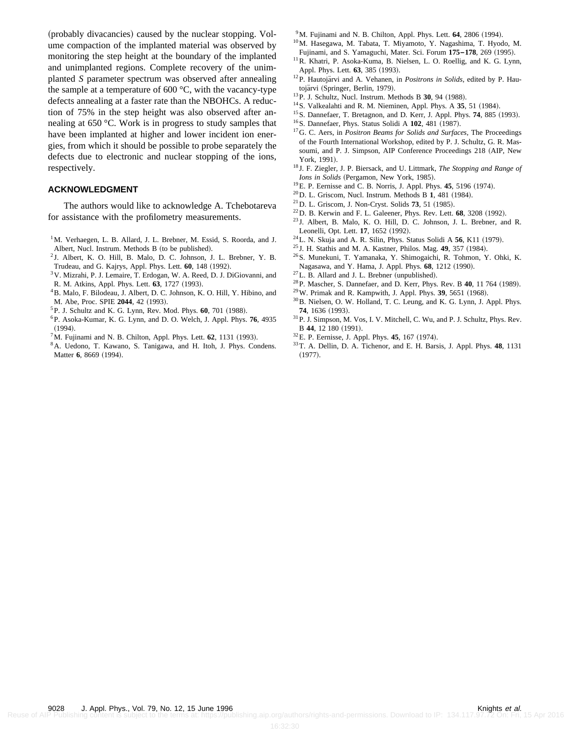(probably divacancies) caused by the nuclear stopping. Volume compaction of the implanted material was observed by monitoring the step height at the boundary of the implanted and unimplanted regions. Complete recovery of the unimplanted *S* parameter spectrum was observed after annealing the sample at a temperature of 600 °C, with the vacancy-type defects annealing at a faster rate than the NBOHCs. A reduction of 75% in the step height was also observed after annealing at 650 °C. Work is in progress to study samples that have been implanted at higher and lower incident ion energies, from which it should be possible to probe separately the defects due to electronic and nuclear stopping of the ions, respectively.

## ACKNOWLEDGMENT

The authors would like to acknowledge A. Tchebotareva for assistance with the profilometry measurements.

[1] M. Verhaegen, L. B. Allard, J. L. Brebner, M. Essid, S. Roorda, and J. Albert, Nucl. Instrum. Methods B (to be published).

[2] J. Albert, K. O. Hill, B. Malo, D. C. Johnson, J. L. Brebner, Y. B. Trudeau, and G. Kajrys, Appl. Phys. Lett. **60**, 148 (1992).

[3] V. Mizrahi, P. J. Lemaire, T. Erdogan, W. A. Reed, D. J. DiGiovanni, and R. M. Atkins, Appl. Phys. Lett. **63**, 1727 (1993).

[4] B. Malo, F. Bilodeau, J. Albert, D. C. Johnson, K. O. Hill, Y. Hibino, and M. Abe, Proc. SPIE **2044**, 42 (1993).

[5] P. J. Schultz and K. G. Lynn, Rev. Mod. Phys. **60**, 701 (1988).

[6] P. Asoka-Kumar, K. G. Lynn, and D. O. Welch, J. Appl. Phys. **76**, 4935 (1994).

[7] M. Fujinami and N. B. Chilton, Appl. Phys. Lett. **62**, 1131 (1993).

[8] A. Uedono, T. Kawano, S. Tanigawa, and H. Itoh, J. Phys. Condens. Matter **6**, 8669 (1994).

[9] M. Fujinami and N. B. Chilton, Appl. Phys. Lett. **64**, 2806 (1994).

[10] M. Hasegawa, M. Tabata, T. Miyamoto, Y. Nagashima, T. Hyodo, M. Fujinami, and S. Yamaguchi, Mater. Sci. Forum **175–178**, 269 (1995).

[11] R. Khatri, P. Asoka-Kuma, B. Nielsen, L. O. Roellig, and K. G. Lynn, Appl. Phys. Lett. **63**, 385 (1993).

[12] P. Hautojärvi and A. Vehanen, in *Positrons in Solids*, edited by P. Hautojärvi (Springer, Berlin, 1979).

[13] P. J. Schultz, Nucl. Instrum. Methods B **30**, 94 (1988).

[14] S. Valkealahti and R. M. Nieminen, Appl. Phys. A **35**, 51 (1984).

[15] S. Dannefaer, T. Bretagnon, and D. Kerr, J. Appl. Phys. **74**, 885 (1993).

[16] S. Dannefaer, Phys. Status Solidi A **102**, 481 (1987).

[17] G. C. Aers, in *Positron Beams for Solids and Surfaces*, The Proceedings of the Fourth International Workshop, edited by P. J. Schultz, G. R. Massoumi, and P. J. Simpson, AIP Conference Proceedings 218 (AIP, New York, 1991).

[18] J. F. Ziegler, J. P. Biersack, and U. Littmark, *The Stopping and Range of Ions in Solids* (Pergamon, New York, 1985).

[19] E. P. Eernisse and C. B. Norris, J. Appl. Phys. **45**, 5196 (1974).

[20] D. L. Griscom, Nucl. Instrum. Methods B **1**, 481 (1984).

[21] D. L. Griscom, J. Non-Cryst. Solids **73**, 51 (1985).

[22] D. B. Kerwin and F. L. Galeener, Phys. Rev. Lett. **68**, 3208 (1992).

[23] J. Albert, B. Malo, K. O. Hill, D. C. Johnson, J. L. Brebner, and R. Leonelli, Opt. Lett. **17**, 1652 (1992).

[24] L. N. Skuja and A. R. Silin, Phys. Status Solidi A **56**, K11 (1979).

[25] J. H. Stathis and M. A. Kastner, Philos. Mag. **49**, 357 (1984).

[26] S. Munekuni, T. Yamanaka, Y. Shimogaichi, R. Tohmon, Y. Ohki, K. Nagasawa, and Y. Hama, J. Appl. Phys. **68**, 1212 (1990).

[27] L. B. Allard and J. L. Brebner (unpublished).

[28] P. Mascher, S. Dannefaer, and D. Kerr, Phys. Rev. B **40**, 11 764 (1989).

[29] W. Primak and R. Kampwith, J. Appl. Phys. **39**, 5651 (1968).

[30] B. Nielsen, O. W. Holland, T. C. Leung, and K. G. Lynn, J. Appl. Phys. **74**, 1636 (1993).

[31] P. J. Simpson, M. Vos, I. V. Mitchell, C. Wu, and P. J. Schultz, Phys. Rev. B **44**, 12 180 (1991).

[32] E. P. Eernisse, J. Appl. Phys. **45**, 167 (1974).

[33] T. A. Dellin, D. A. Tichenor, and E. H. Barsis, J. Appl. Phys. **48**, 1131 (1977).